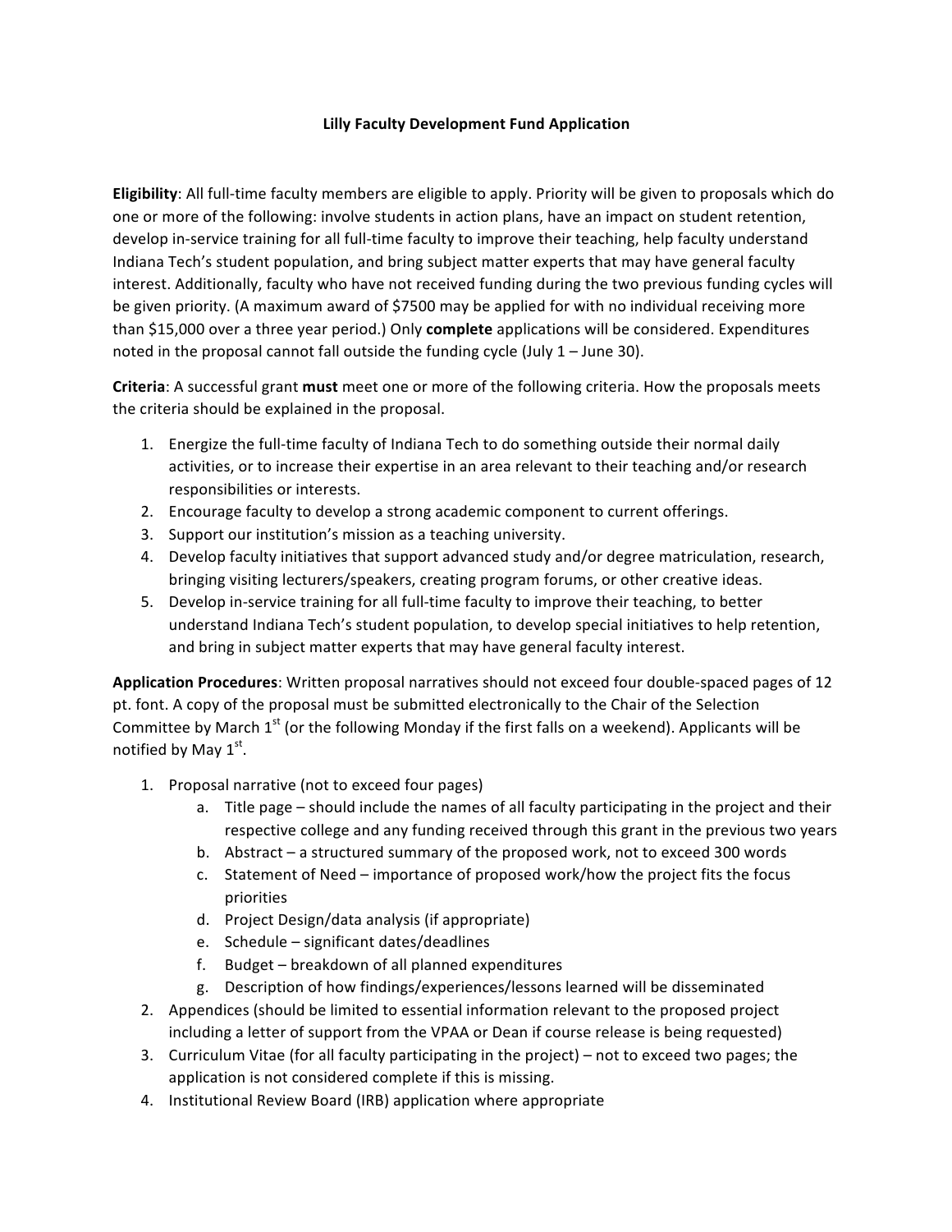# Lilly Faculty Development Fund Application

**Eligibility**: All full-time faculty members are eligible to apply. Priority will be given to proposals which do one or more of the following: involve students in action plans, have an impact on student retention, develop in-service training for all full-time faculty to improve their teaching, help faculty understand Indiana Tech's student population, and bring subject matter experts that may have general faculty interest. Additionally, faculty who have not received funding during the two previous funding cycles will be given priority. (A maximum award of $7500 may be applied for with no individual receiving more than $15,000 over a three year period.) Only **complete** applications will be considered. Expenditures noted in the proposal cannot fall outside the funding cycle (July 1 – June 30).

**Criteria**: A successful grant **must** meet one or more of the following criteria. How the proposals meets the criteria should be explained in the proposal.

1. Energize the full-time faculty of Indiana Tech to do something outside their normal daily activities, or to increase their expertise in an area relevant to their teaching and/or research responsibilities or interests.
2. Encourage faculty to develop a strong academic component to current offerings.
3. Support our institution's mission as a teaching university.
4. Develop faculty initiatives that support advanced study and/or degree matriculation, research, bringing visiting lecturers/speakers, creating program forums, or other creative ideas.
5. Develop in-service training for all full-time faculty to improve their teaching, to better understand Indiana Tech's student population, to develop special initiatives to help retention, and bring in subject matter experts that may have general faculty interest.

**Application Procedures**: Written proposal narratives should not exceed four double-spaced pages of 12 pt. font. A copy of the proposal must be submitted electronically to the Chair of the Selection Committee by March 1st (or the following Monday if the first falls on a weekend). Applicants will be notified by May 1st.

1. Proposal narrative (not to exceed four pages)
   a. Title page – should include the names of all faculty participating in the project and their respective college and any funding received through this grant in the previous two years
   b. Abstract – a structured summary of the proposed work, not to exceed 300 words
   c. Statement of Need – importance of proposed work/how the project fits the focus priorities
   d. Project Design/data analysis (if appropriate)
   e. Schedule – significant dates/deadlines
   f. Budget – breakdown of all planned expenditures
   g. Description of how findings/experiences/lessons learned will be disseminated
2. Appendices (should be limited to essential information relevant to the proposed project including a letter of support from the VPAA or Dean if course release is being requested)
3. Curriculum Vitae (for all faculty participating in the project) – not to exceed two pages; the application is not considered complete if this is missing.
4. Institutional Review Board (IRB) application where appropriate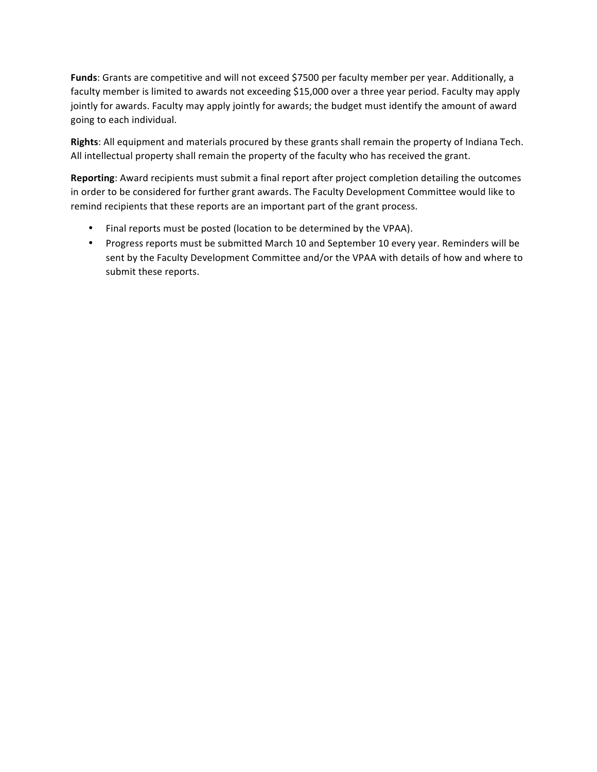**Funds**: Grants are competitive and will not exceed $7500 per faculty member per year. Additionally, a faculty member is limited to awards not exceeding $15,000 over a three year period. Faculty may apply jointly for awards. Faculty may apply jointly for awards; the budget must identify the amount of award going to each individual.

**Rights**: All equipment and materials procured by these grants shall remain the property of Indiana Tech. All intellectual property shall remain the property of the faculty who has received the grant.

**Reporting**: Award recipients must submit a final report after project completion detailing the outcomes in order to be considered for further grant awards. The Faculty Development Committee would like to remind recipients that these reports are an important part of the grant process.

- Final reports must be posted (location to be determined by the VPAA).
- Progress reports must be submitted March 10 and September 10 every year. Reminders will be sent by the Faculty Development Committee and/or the VPAA with details of how and where to submit these reports.